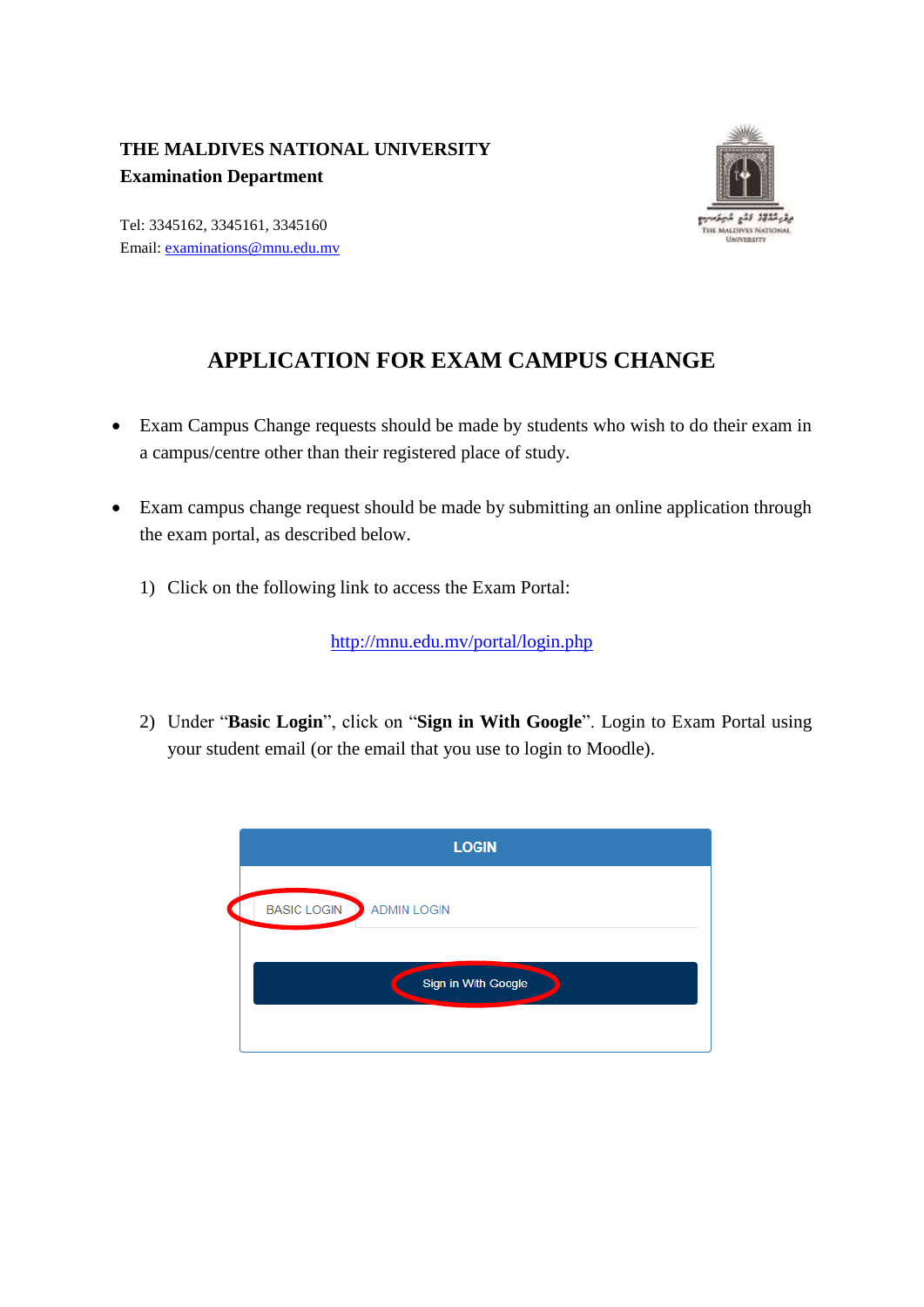**THE MALDIVES NATIONAL UNIVERSITY**
**Examination Department**

Tel: 3345162, 3345161, 3345160
Email: examinations@mnu.edu.mv

# APPLICATION FOR EXAM CAMPUS CHANGE

- Exam Campus Change requests should be made by students who wish to do their exam in a campus/centre other than their registered place of study.

- Exam campus change request should be made by submitting an online application through the exam portal, as described below.

1) Click on the following link to access the Exam Portal:

   http://mnu.edu.mv/portal/login.php

2) Under "**Basic Login**", click on "**Sign in With Google**". Login to Exam Portal using your student email (or the email that you use to login to Moodle).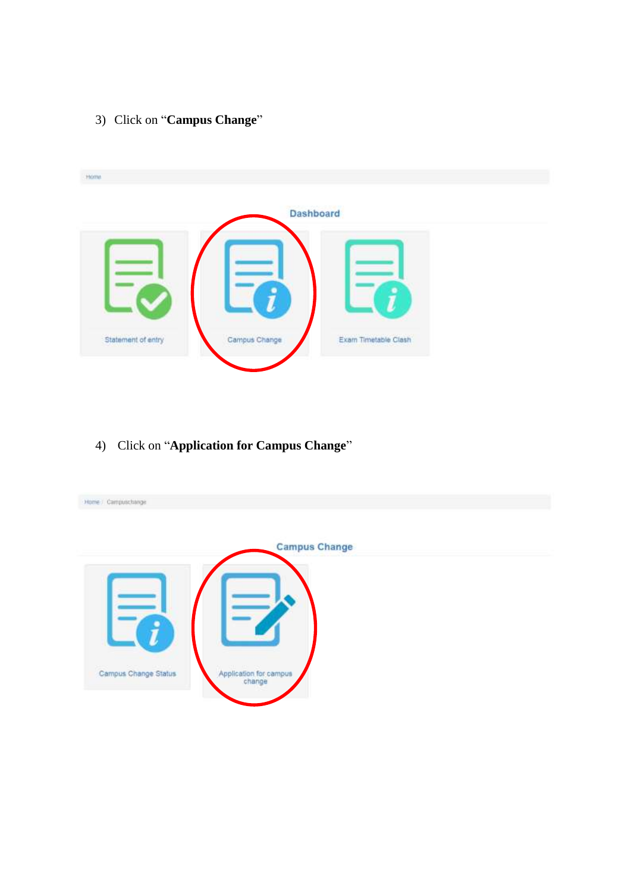3) Click on “**Campus Change**”

Home

Dashboard

Statement of entry

Campus Change

Exam Timetable Clash

4) Click on “**Application for Campus Change**”

Home / Campuschange

Campus Change

Campus Change Status

Application for campus change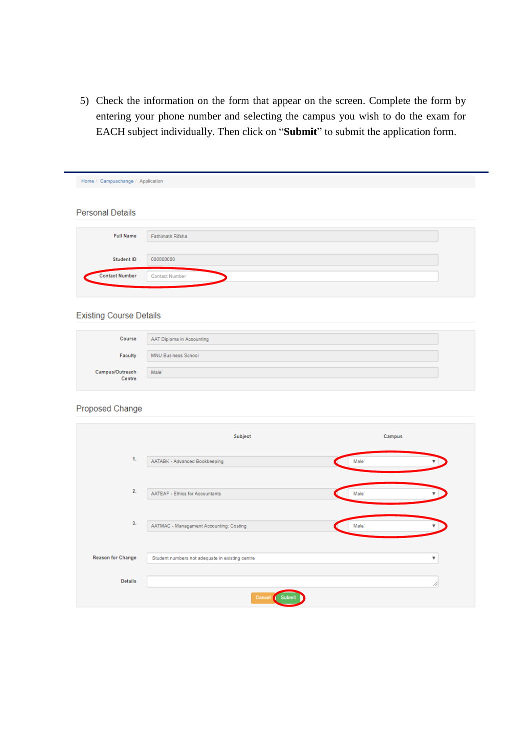5) Check the information on the form that appear on the screen. Complete the form by entering your phone number and selecting the campus you wish to do the exam for EACH subject individually. Then click on “**Submit**” to submit the application form.

Home / Campuschange / Application

Personal Details

| | |
|---|---|
| Full Name | Fathimath Rifsha |
| Student ID | 000000000 |
| Contact Number | Contact Number |

Existing Course Details

| | |
|---|---|
| Course | AAT Diploma in Accounting |
| Faculty | MNU Business School |
| Campus/Outreach Centre | Male' |

Proposed Change

| | Subject | Campus |
|---|---|---|
| 1. | AATABK - Advanced Bookkeeping | Male' |
| 2. | AATEAF - Ethics for Accountants | Male' |
| 3. | AATMAC - Management Accounting: Costing | Male' |

Reason for Change: Student numbers not adequate in existing centre

Details:

Cancel Submit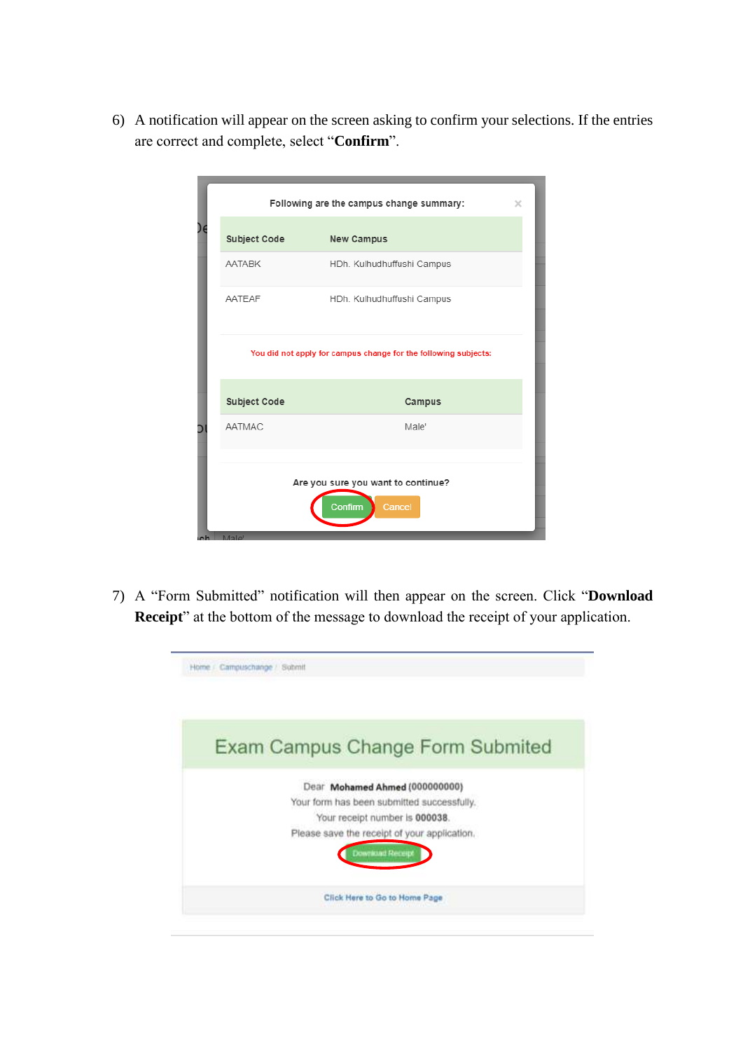6) A notification will appear on the screen asking to confirm your selections. If the entries are correct and complete, select "**Confirm**".

Following are the campus change summary:

| Subject Code | New Campus |
|---|---|
| AATABK | HDh. Kulhudhuffushi Campus |
| AATEAF | HDh. Kulhudhuffushi Campus |

You did not apply for campus change for the following subjects:

| Subject Code | Campus |
|---|---|
| AATMAC | Male' |

Are you sure you want to continue?

Confirm Cancel

7) A "Form Submitted" notification will then appear on the screen. Click "**Download Receipt**" at the bottom of the message to download the receipt of your application.

Home / Campuschange / Submit

Exam Campus Change Form Submited

Dear **Mohamed Ahmed** (000000000)
Your form has been submitted successfully.
Your receipt number is **000038**.
Please save the receipt of your application.

Download Receipt

Click Here to Go to Home Page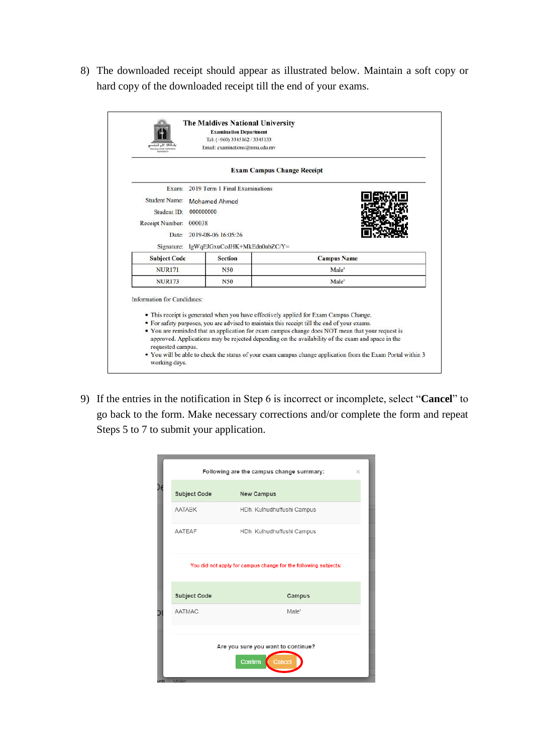8) The downloaded receipt should appear as illustrated below. Maintain a soft copy or hard copy of the downloaded receipt till the end of your exams.

**The Maldives National University**
**Examination Department**
Tel: (+960) 3345162 / 3345133
Email: examinations@mnu.edu.mv

**Exam Campus Change Receipt**

Exam: 2019 Term 1 Final Examinations
Student Name: Mohamed Ahmed
Student ID: 000000000
Receipt Number: 000038
Date: 2019-08-06 16:05:26
Signature: IgWqEJGxuCedHK+MkEdn0abZC/Y=

| Subject Code | Section | Campus Name |
|---|---|---|
| NUR171 | N50 | Male' |
| NUR173 | N50 | Male' |

Information for Candidates:

- This receipt is generated when you have effectively applied for Exam Campus Change.
- For safety purposes, you are advised to maintain this receipt till the end of your exams.
- You are reminded that an application for exam campus change does NOT mean that your request is approved. Applications may be rejected depending on the availability of the exam and space in the requested campus.
- You will be able to check the status of your exam campus change application from the Exam Portal within 3 working days.

9) If the entries in the notification in Step 6 is incorrect or incomplete, select "**Cancel**" to go back to the form. Make necessary corrections and/or complete the form and repeat Steps 5 to 7 to submit your application.

Following are the campus change summary:

| Subject Code | New Campus |
|---|---|
| AATABK | HDh. Kulhudhuffushi Campus |
| AATEAF | HDh. Kulhudhuffushi Campus |

You did not apply for campus change for the following subjects:

| Subject Code | Campus |
|---|---|
| AATMAC | Male' |

Are you sure you want to continue?

Confirm | Cancel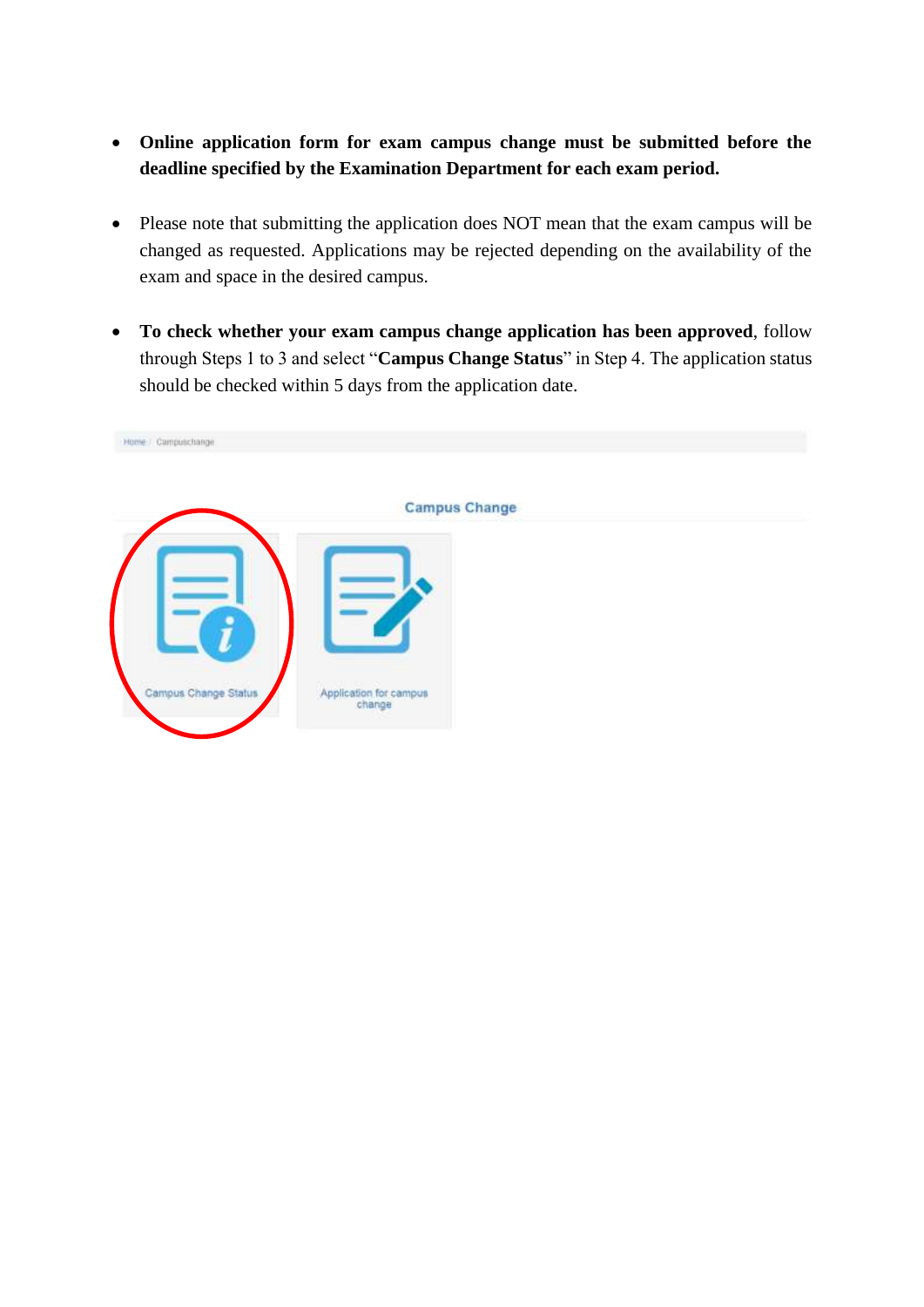- **Online application form for exam campus change must be submitted before the deadline specified by the Examination Department for each exam period.**

- Please note that submitting the application does NOT mean that the exam campus will be changed as requested. Applications may be rejected depending on the availability of the exam and space in the desired campus.

- **To check whether your exam campus change application has been approved**, follow through Steps 1 to 3 and select "**Campus Change Status**" in Step 4. The application status should be checked within 5 days from the application date.

Home / Campuschange

Campus Change

Campus Change Status

Application for campus change